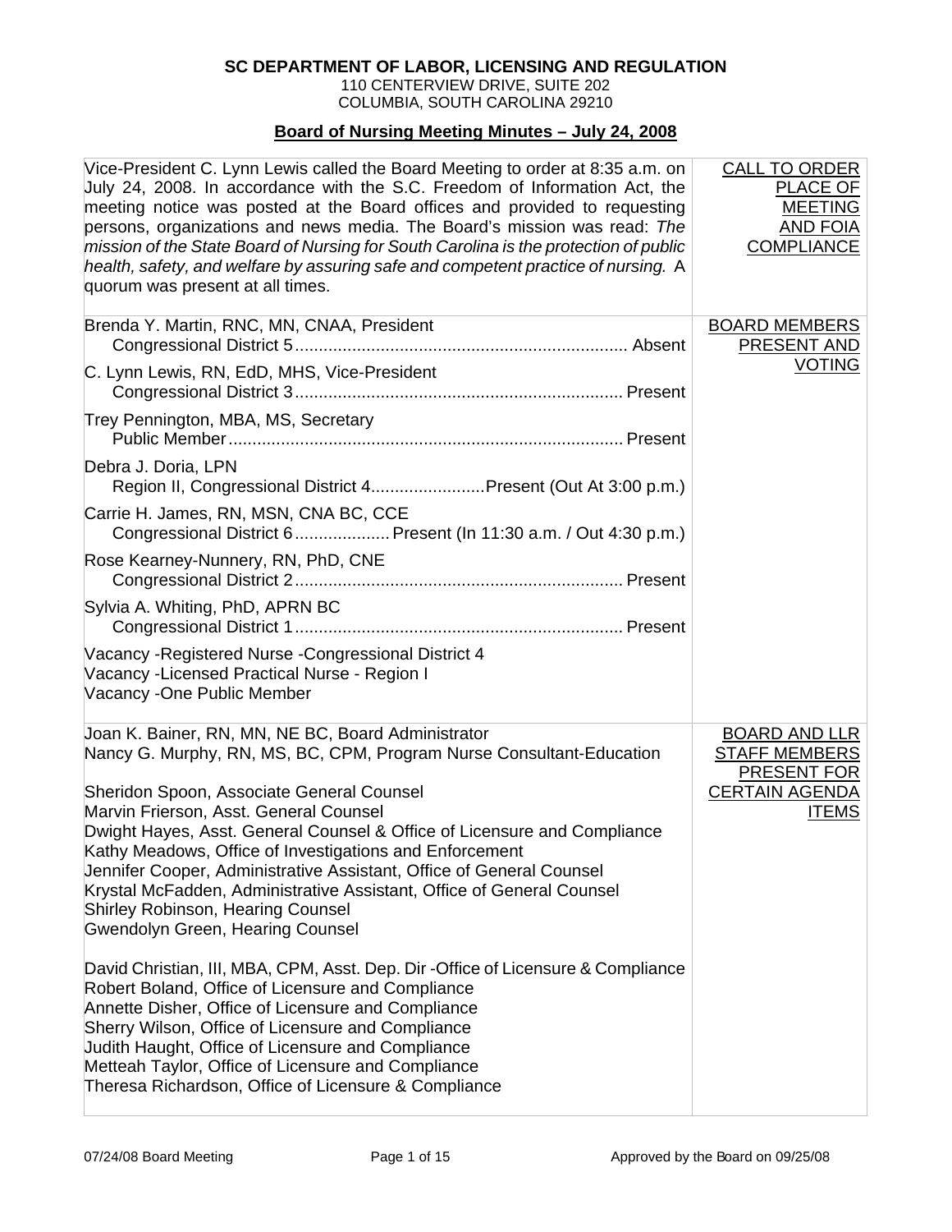**SC DEPARTMENT OF LABOR, LICENSING AND REGULATION**
110 CENTERVIEW DRIVE, SUITE 202
COLUMBIA, SOUTH CAROLINA 29210

## Board of Nursing Meeting Minutes – July 24, 2008

| | |
|---|---|
| Vice-President C. Lynn Lewis called the Board Meeting to order at 8:35 a.m. on July 24, 2008. In accordance with the S.C. Freedom of Information Act, the meeting notice was posted at the Board offices and provided to requesting persons, organizations and news media. The Board's mission was read: *The mission of the State Board of Nursing for South Carolina is the protection of public health, safety, and welfare by assuring safe and competent practice of nursing.* A quorum was present at all times. | CALL TO ORDER PLACE OF MEETING AND FOIA COMPLIANCE |
| Brenda Y. Martin, RNC, MN, CNAA, President<br>Congressional District 5 ........ Absent<br><br>C. Lynn Lewis, RN, EdD, MHS, Vice-President<br>Congressional District 3 ........ Present<br><br>Trey Pennington, MBA, MS, Secretary<br>Public Member ........ Present<br><br>Debra J. Doria, LPN<br>Region II, Congressional District 4 ........ Present (Out At 3:00 p.m.)<br><br>Carrie H. James, RN, MSN, CNA BC, CCE<br>Congressional District 6 ........ Present (In 11:30 a.m. / Out 4:30 p.m.)<br><br>Rose Kearney-Nunnery, RN, PhD, CNE<br>Congressional District 2 ........ Present<br><br>Sylvia A. Whiting, PhD, APRN BC<br>Congressional District 1 ........ Present<br><br>Vacancy -Registered Nurse -Congressional District 4<br>Vacancy -Licensed Practical Nurse - Region I<br>Vacancy -One Public Member | BOARD MEMBERS PRESENT AND VOTING |
| Joan K. Bainer, RN, MN, NE BC, Board Administrator<br>Nancy G. Murphy, RN, MS, BC, CPM, Program Nurse Consultant-Education<br><br>Sheridon Spoon, Associate General Counsel<br>Marvin Frierson, Asst. General Counsel<br>Dwight Hayes, Asst. General Counsel & Office of Licensure and Compliance<br>Kathy Meadows, Office of Investigations and Enforcement<br>Jennifer Cooper, Administrative Assistant, Office of General Counsel<br>Krystal McFadden, Administrative Assistant, Office of General Counsel<br>Shirley Robinson, Hearing Counsel<br>Gwendolyn Green, Hearing Counsel<br><br>David Christian, III, MBA, CPM, Asst. Dep. Dir -Office of Licensure & Compliance<br>Robert Boland, Office of Licensure and Compliance<br>Annette Disher, Office of Licensure and Compliance<br>Sherry Wilson, Office of Licensure and Compliance<br>Judith Haught, Office of Licensure and Compliance<br>Metteah Taylor, Office of Licensure and Compliance<br>Theresa Richardson, Office of Licensure & Compliance | BOARD AND LLR STAFF MEMBERS PRESENT FOR CERTAIN AGENDA ITEMS |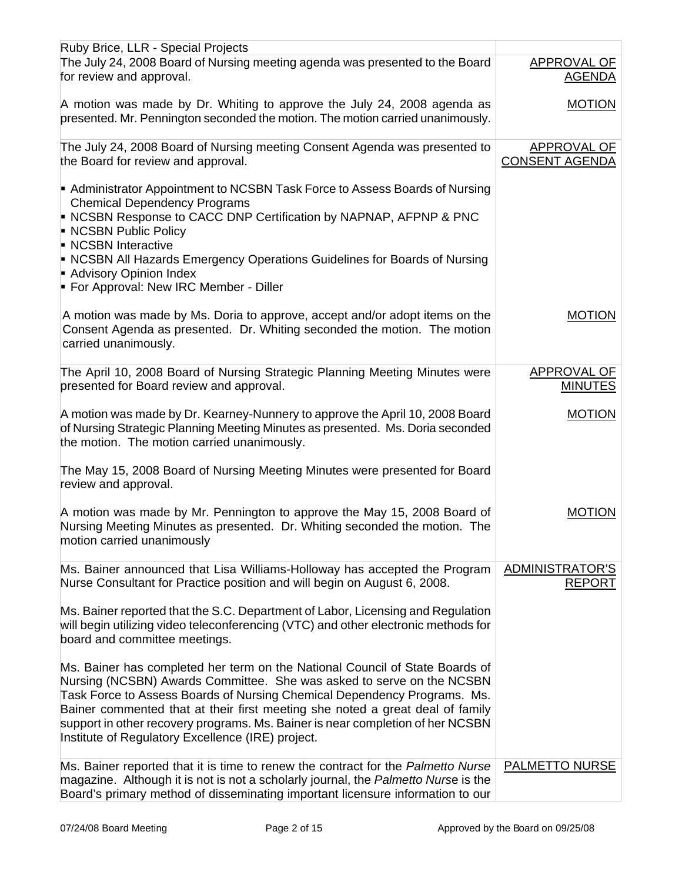| | |
|---|---|
| Ruby Brice, LLR - Special Projects | |
| The July 24, 2008 Board of Nursing meeting agenda was presented to the Board for review and approval. | APPROVAL OF AGENDA |
| A motion was made by Dr. Whiting to approve the July 24, 2008 agenda as presented. Mr. Pennington seconded the motion. The motion carried unanimously. | MOTION |
| The July 24, 2008 Board of Nursing meeting Consent Agenda was presented to the Board for review and approval.<br><br>▪ Administrator Appointment to NCSBN Task Force to Assess Boards of Nursing Chemical Dependency Programs<br>▪ NCSBN Response to CACC DNP Certification by NAPNAP, AFPNP & PNC<br>▪ NCSBN Public Policy<br>▪ NCSBN Interactive<br>▪ NCSBN All Hazards Emergency Operations Guidelines for Boards of Nursing<br>▪ Advisory Opinion Index<br>▪ For Approval: New IRC Member - Diller | APPROVAL OF CONSENT AGENDA |
| A motion was made by Ms. Doria to approve, accept and/or adopt items on the Consent Agenda as presented. Dr. Whiting seconded the motion. The motion carried unanimously. | MOTION |
| The April 10, 2008 Board of Nursing Strategic Planning Meeting Minutes were presented for Board review and approval. | APPROVAL OF MINUTES |
| A motion was made by Dr. Kearney-Nunnery to approve the April 10, 2008 Board of Nursing Strategic Planning Meeting Minutes as presented. Ms. Doria seconded the motion. The motion carried unanimously. | MOTION |
| The May 15, 2008 Board of Nursing Meeting Minutes were presented for Board review and approval. | |
| A motion was made by Mr. Pennington to approve the May 15, 2008 Board of Nursing Meeting Minutes as presented. Dr. Whiting seconded the motion. The motion carried unanimously | MOTION |
| Ms. Bainer announced that Lisa Williams-Holloway has accepted the Program Nurse Consultant for Practice position and will begin on August 6, 2008.<br><br>Ms. Bainer reported that the S.C. Department of Labor, Licensing and Regulation will begin utilizing video teleconferencing (VTC) and other electronic methods for board and committee meetings.<br><br>Ms. Bainer has completed her term on the National Council of State Boards of Nursing (NCSBN) Awards Committee. She was asked to serve on the NCSBN Task Force to Assess Boards of Nursing Chemical Dependency Programs. Ms. Bainer commented that at their first meeting she noted a great deal of family support in other recovery programs. Ms. Bainer is near completion of her NCSBN Institute of Regulatory Excellence (IRE) project. | ADMINISTRATOR'S REPORT |
| Ms. Bainer reported that it is time to renew the contract for the *Palmetto Nurse* magazine. Although it is not is not a scholarly journal, the *Palmetto Nurse* is the Board's primary method of disseminating important licensure information to our | PALMETTO NURSE |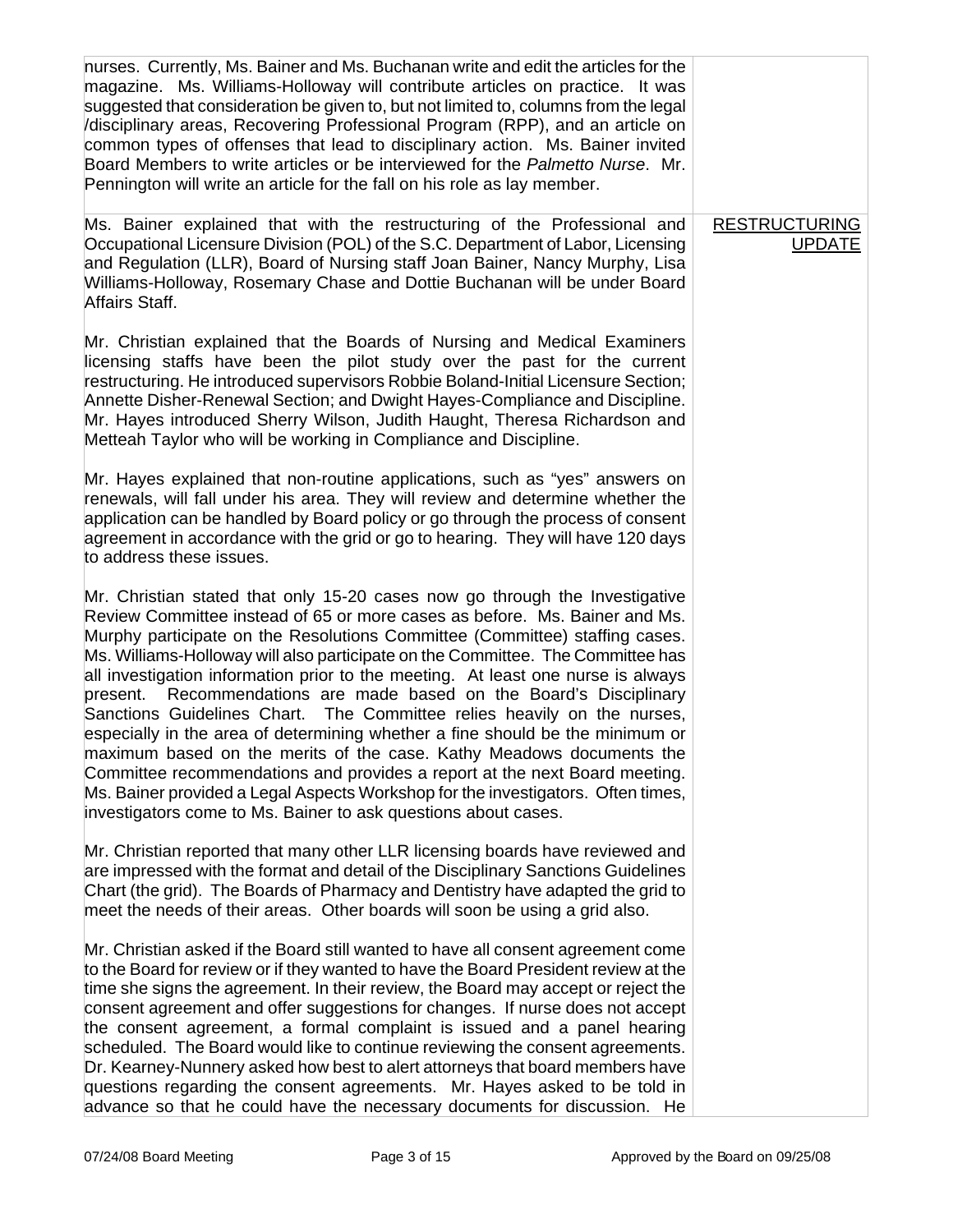nurses. Currently, Ms. Bainer and Ms. Buchanan write and edit the articles for the magazine. Ms. Williams-Holloway will contribute articles on practice. It was suggested that consideration be given to, but not limited to, columns from the legal /disciplinary areas, Recovering Professional Program (RPP), and an article on common types of offenses that lead to disciplinary action. Ms. Bainer invited Board Members to write articles or be interviewed for the *Palmetto Nurse*. Mr. Pennington will write an article for the fall on his role as lay member.

**RESTRUCTURING UPDATE**

Ms. Bainer explained that with the restructuring of the Professional and Occupational Licensure Division (POL) of the S.C. Department of Labor, Licensing and Regulation (LLR), Board of Nursing staff Joan Bainer, Nancy Murphy, Lisa Williams-Holloway, Rosemary Chase and Dottie Buchanan will be under Board Affairs Staff.

Mr. Christian explained that the Boards of Nursing and Medical Examiners licensing staffs have been the pilot study over the past for the current restructuring. He introduced supervisors Robbie Boland-Initial Licensure Section; Annette Disher-Renewal Section; and Dwight Hayes-Compliance and Discipline. Mr. Hayes introduced Sherry Wilson, Judith Haught, Theresa Richardson and Metteah Taylor who will be working in Compliance and Discipline.

Mr. Hayes explained that non-routine applications, such as "yes" answers on renewals, will fall under his area. They will review and determine whether the application can be handled by Board policy or go through the process of consent agreement in accordance with the grid or go to hearing. They will have 120 days to address these issues.

Mr. Christian stated that only 15-20 cases now go through the Investigative Review Committee instead of 65 or more cases as before. Ms. Bainer and Ms. Murphy participate on the Resolutions Committee (Committee) staffing cases. Ms. Williams-Holloway will also participate on the Committee. The Committee has all investigation information prior to the meeting. At least one nurse is always present. Recommendations are made based on the Board's Disciplinary Sanctions Guidelines Chart. The Committee relies heavily on the nurses, especially in the area of determining whether a fine should be the minimum or maximum based on the merits of the case. Kathy Meadows documents the Committee recommendations and provides a report at the next Board meeting. Ms. Bainer provided a Legal Aspects Workshop for the investigators. Often times, investigators come to Ms. Bainer to ask questions about cases.

Mr. Christian reported that many other LLR licensing boards have reviewed and are impressed with the format and detail of the Disciplinary Sanctions Guidelines Chart (the grid). The Boards of Pharmacy and Dentistry have adapted the grid to meet the needs of their areas. Other boards will soon be using a grid also.

Mr. Christian asked if the Board still wanted to have all consent agreement come to the Board for review or if they wanted to have the Board President review at the time she signs the agreement. In their review, the Board may accept or reject the consent agreement and offer suggestions for changes. If nurse does not accept the consent agreement, a formal complaint is issued and a panel hearing scheduled. The Board would like to continue reviewing the consent agreements. Dr. Kearney-Nunnery asked how best to alert attorneys that board members have questions regarding the consent agreements. Mr. Hayes asked to be told in advance so that he could have the necessary documents for discussion. He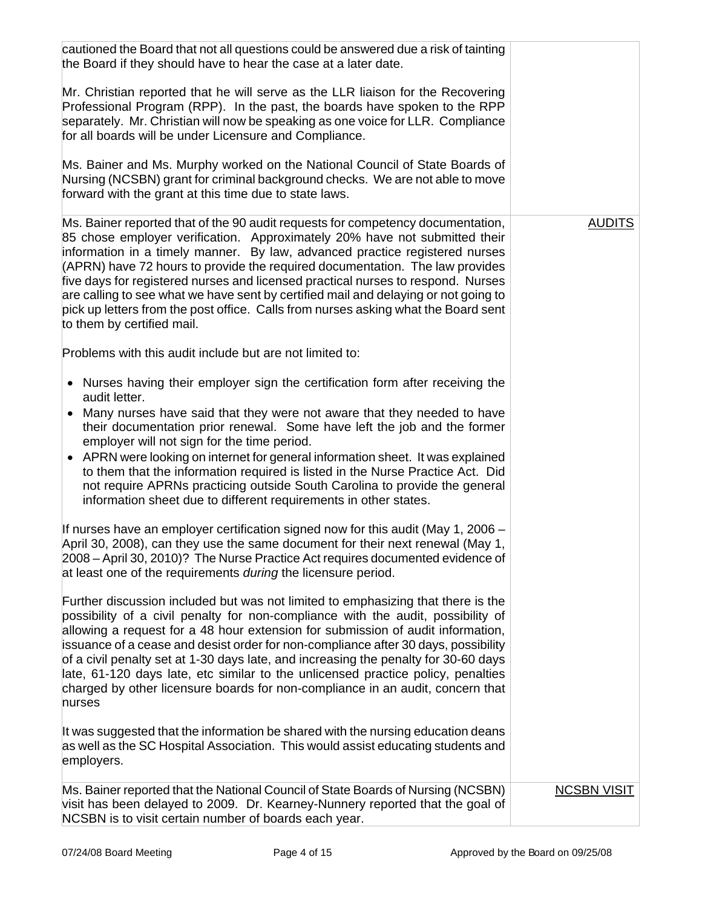| | |
|---|---|
| cautioned the Board that not all questions could be answered due a risk of tainting the Board if they should have to hear the case at a later date.<br><br>Mr. Christian reported that he will serve as the LLR liaison for the Recovering Professional Program (RPP). In the past, the boards have spoken to the RPP separately. Mr. Christian will now be speaking as one voice for LLR. Compliance for all boards will be under Licensure and Compliance.<br><br>Ms. Bainer and Ms. Murphy worked on the National Council of State Boards of Nursing (NCSBN) grant for criminal background checks. We are not able to move forward with the grant at this time due to state laws. | |
| Ms. Bainer reported that of the 90 audit requests for competency documentation, 85 chose employer verification. Approximately 20% have not submitted their information in a timely manner. By law, advanced practice registered nurses (APRN) have 72 hours to provide the required documentation. The law provides five days for registered nurses and licensed practical nurses to respond. Nurses are calling to see what we have sent by certified mail and delaying or not going to pick up letters from the post office. Calls from nurses asking what the Board sent to them by certified mail.<br><br>Problems with this audit include but are not limited to:<br><br>• Nurses having their employer sign the certification form after receiving the audit letter.<br>• Many nurses have said that they were not aware that they needed to have their documentation prior renewal. Some have left the job and the former employer will not sign for the time period.<br>• APRN were looking on internet for general information sheet. It was explained to them that the information required is listed in the Nurse Practice Act. Did not require APRNs practicing outside South Carolina to provide the general information sheet due to different requirements in other states.<br><br>If nurses have an employer certification signed now for this audit (May 1, 2006 – April 30, 2008), can they use the same document for their next renewal (May 1, 2008 – April 30, 2010)? The Nurse Practice Act requires documented evidence of at least one of the requirements *during* the licensure period.<br><br>Further discussion included but was not limited to emphasizing that there is the possibility of a civil penalty for non-compliance with the audit, possibility of allowing a request for a 48 hour extension for submission of audit information, issuance of a cease and desist order for non-compliance after 30 days, possibility of a civil penalty set at 1-30 days late, and increasing the penalty for 30-60 days late, 61-120 days late, etc similar to the unlicensed practice policy, penalties charged by other licensure boards for non-compliance in an audit, concern that nurses<br><br>It was suggested that the information be shared with the nursing education deans as well as the SC Hospital Association. This would assist educating students and employers. | AUDITS |
| Ms. Bainer reported that the National Council of State Boards of Nursing (NCSBN) visit has been delayed to 2009. Dr. Kearney-Nunnery reported that the goal of NCSBN is to visit certain number of boards each year. | NCSBN VISIT |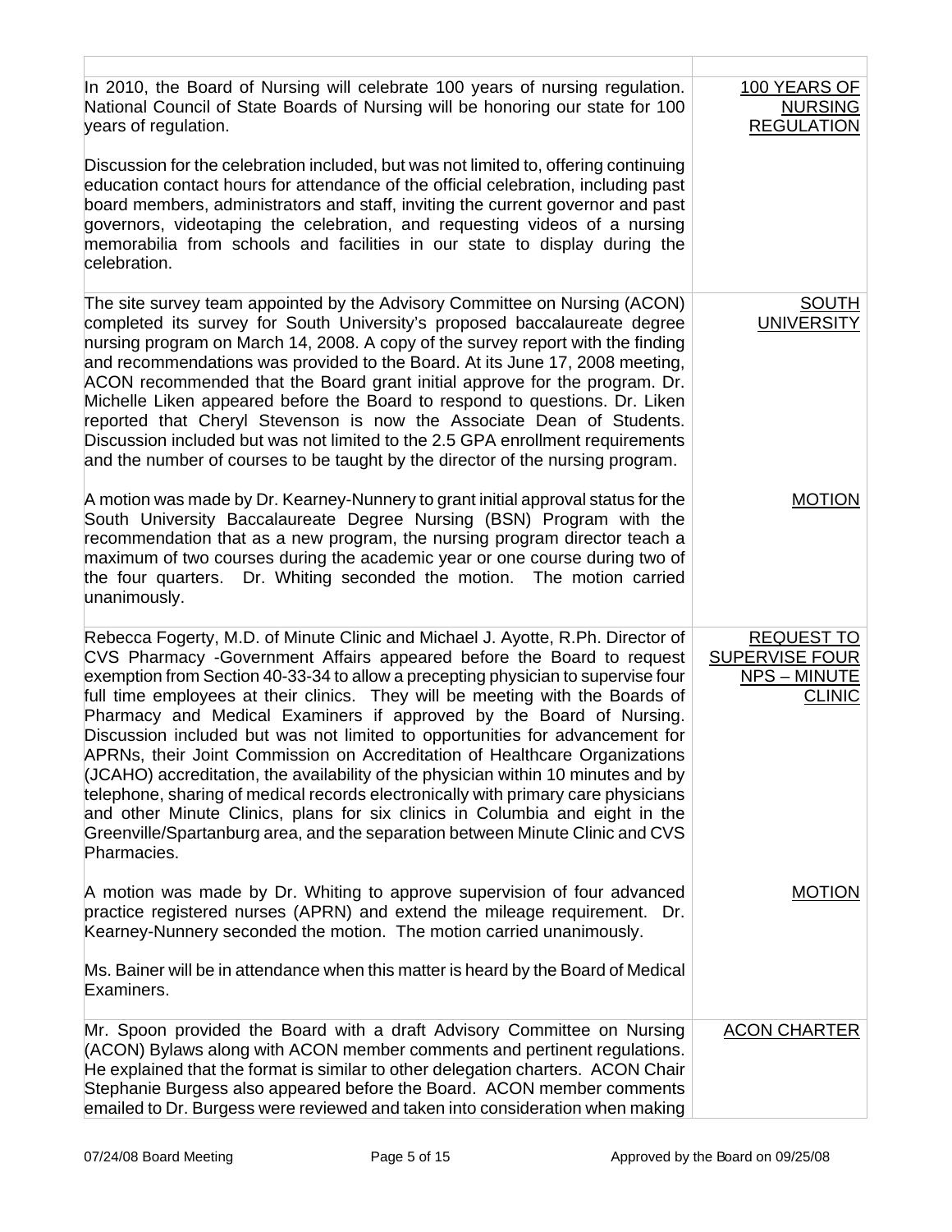| | |
|---|---|
| In 2010, the Board of Nursing will celebrate 100 years of nursing regulation. National Council of State Boards of Nursing will be honoring our state for 100 years of regulation.<br><br>Discussion for the celebration included, but was not limited to, offering continuing education contact hours for attendance of the official celebration, including past board members, administrators and staff, inviting the current governor and past governors, videotaping the celebration, and requesting videos of a nursing memorabilia from schools and facilities in our state to display during the celebration. | 100 YEARS OF NURSING REGULATION |
| The site survey team appointed by the Advisory Committee on Nursing (ACON) completed its survey for South University's proposed baccalaureate degree nursing program on March 14, 2008. A copy of the survey report with the finding and recommendations was provided to the Board. At its June 17, 2008 meeting, ACON recommended that the Board grant initial approve for the program. Dr. Michelle Liken appeared before the Board to respond to questions. Dr. Liken reported that Cheryl Stevenson is now the Associate Dean of Students. Discussion included but was not limited to the 2.5 GPA enrollment requirements and the number of courses to be taught by the director of the nursing program. | SOUTH UNIVERSITY |
| A motion was made by Dr. Kearney-Nunnery to grant initial approval status for the South University Baccalaureate Degree Nursing (BSN) Program with the recommendation that as a new program, the nursing program director teach a maximum of two courses during the academic year or one course during two of the four quarters. Dr. Whiting seconded the motion. The motion carried unanimously. | MOTION |
| Rebecca Fogerty, M.D. of Minute Clinic and Michael J. Ayotte, R.Ph. Director of CVS Pharmacy -Government Affairs appeared before the Board to request exemption from Section 40-33-34 to allow a precepting physician to supervise four full time employees at their clinics. They will be meeting with the Boards of Pharmacy and Medical Examiners if approved by the Board of Nursing. Discussion included but was not limited to opportunities for advancement for APRNs, their Joint Commission on Accreditation of Healthcare Organizations (JCAHO) accreditation, the availability of the physician within 10 minutes and by telephone, sharing of medical records electronically with primary care physicians and other Minute Clinics, plans for six clinics in Columbia and eight in the Greenville/Spartanburg area, and the separation between Minute Clinic and CVS Pharmacies. | REQUEST TO SUPERVISE FOUR NPS – MINUTE CLINIC |
| A motion was made by Dr. Whiting to approve supervision of four advanced practice registered nurses (APRN) and extend the mileage requirement. Dr. Kearney-Nunnery seconded the motion. The motion carried unanimously.<br><br>Ms. Bainer will be in attendance when this matter is heard by the Board of Medical Examiners. | MOTION |
| Mr. Spoon provided the Board with a draft Advisory Committee on Nursing (ACON) Bylaws along with ACON member comments and pertinent regulations. He explained that the format is similar to other delegation charters. ACON Chair Stephanie Burgess also appeared before the Board. ACON member comments emailed to Dr. Burgess were reviewed and taken into consideration when making | ACON CHARTER |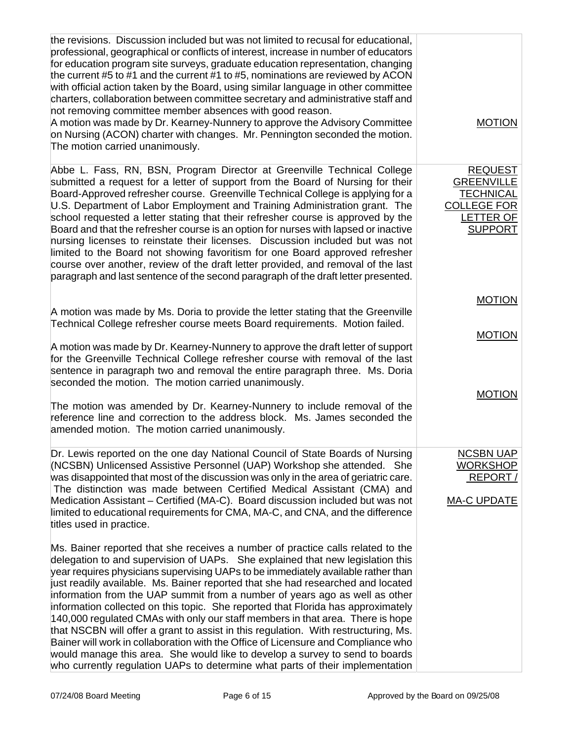| | |
|---|---|
| the revisions. Discussion included but was not limited to recusal for educational, professional, geographical or conflicts of interest, increase in number of educators for education program site surveys, graduate education representation, changing the current #5 to #1 and the current #1 to #5, nominations are reviewed by ACON with official action taken by the Board, using similar language in other committee charters, collaboration between committee secretary and administrative staff and not removing committee member absences with good reason.<br>A motion was made by Dr. Kearney-Nunnery to approve the Advisory Committee on Nursing (ACON) charter with changes. Mr. Pennington seconded the motion. The motion carried unanimously. | MOTION |
| Abbe L. Fass, RN, BSN, Program Director at Greenville Technical College submitted a request for a letter of support from the Board of Nursing for their Board-Approved refresher course. Greenville Technical College is applying for a U.S. Department of Labor Employment and Training Administration grant. The school requested a letter stating that their refresher course is approved by the Board and that the refresher course is an option for nurses with lapsed or inactive nursing licenses to reinstate their licenses. Discussion included but was not limited to the Board not showing favoritism for one Board approved refresher course over another, review of the draft letter provided, and removal of the last paragraph and last sentence of the second paragraph of the draft letter presented. | REQUEST GREENVILLE TECHNICAL COLLEGE FOR LETTER OF SUPPORT |
| A motion was made by Ms. Doria to provide the letter stating that the Greenville Technical College refresher course meets Board requirements. Motion failed. | MOTION |
| A motion was made by Dr. Kearney-Nunnery to approve the draft letter of support for the Greenville Technical College refresher course with removal of the last sentence in paragraph two and removal the entire paragraph three. Ms. Doria seconded the motion. The motion carried unanimously. | MOTION |
| The motion was amended by Dr. Kearney-Nunnery to include removal of the reference line and correction to the address block. Ms. James seconded the amended motion. The motion carried unanimously. | MOTION |
| Dr. Lewis reported on the one day National Council of State Boards of Nursing (NCSBN) Unlicensed Assistive Personnel (UAP) Workshop she attended. She was disappointed that most of the discussion was only in the area of geriatric care. The distinction was made between Certified Medical Assistant (CMA) and Medication Assistant – Certified (MA-C). Board discussion included but was not limited to educational requirements for CMA, MA-C, and CNA, and the difference titles used in practice.<br><br>Ms. Bainer reported that she receives a number of practice calls related to the delegation to and supervision of UAPs. She explained that new legislation this year requires physicians supervising UAPs to be immediately available rather than just readily available. Ms. Bainer reported that she had researched and located information from the UAP summit from a number of years ago as well as other information collected on this topic. She reported that Florida has approximately 140,000 regulated CMAs with only our staff members in that area. There is hope that NSCBN will offer a grant to assist in this regulation. With restructuring, Ms. Bainer will work in collaboration with the Office of Licensure and Compliance who would manage this area. She would like to develop a survey to send to boards who currently regulation UAPs to determine what parts of their implementation | NCSBN UAP WORKSHOP REPORT / MA-C UPDATE |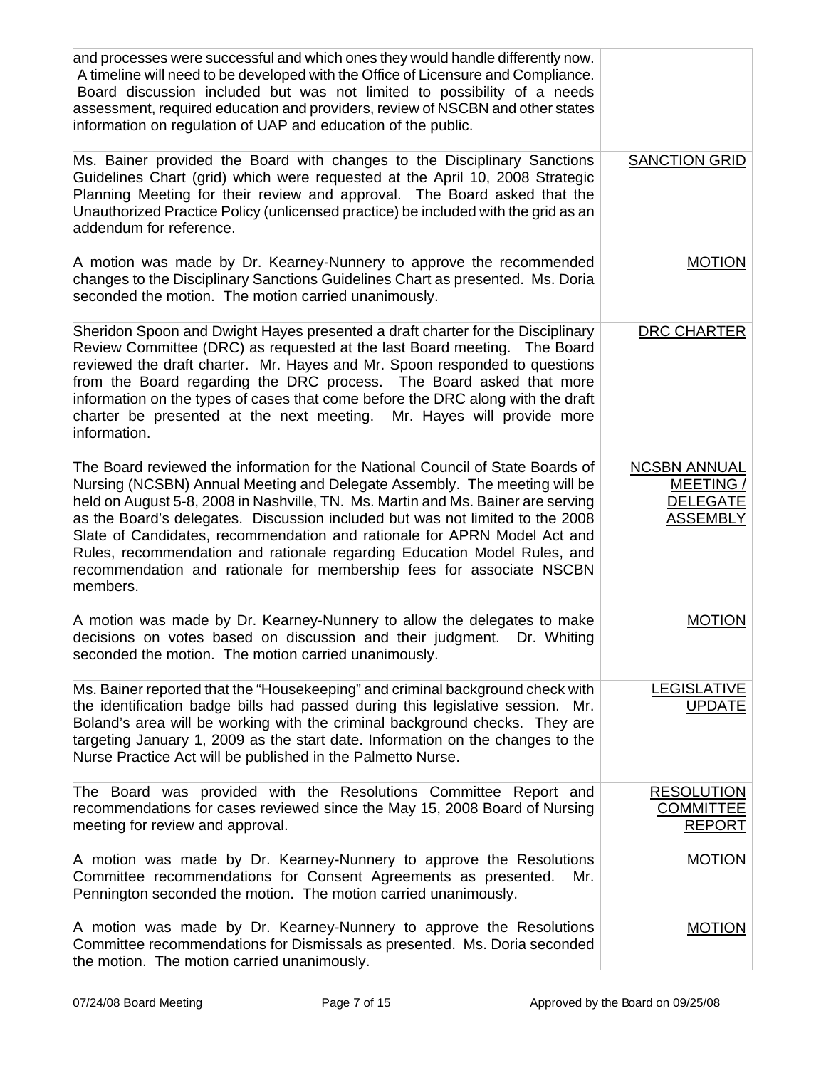| | |
|---|---|
| and processes were successful and which ones they would handle differently now. A timeline will need to be developed with the Office of Licensure and Compliance. Board discussion included but was not limited to possibility of a needs assessment, required education and providers, review of NSCBN and other states information on regulation of UAP and education of the public. | |
| Ms. Bainer provided the Board with changes to the Disciplinary Sanctions Guidelines Chart (grid) which were requested at the April 10, 2008 Strategic Planning Meeting for their review and approval. The Board asked that the Unauthorized Practice Policy (unlicensed practice) be included with the grid as an addendum for reference.<br><br>A motion was made by Dr. Kearney-Nunnery to approve the recommended changes to the Disciplinary Sanctions Guidelines Chart as presented. Ms. Doria seconded the motion. The motion carried unanimously. | SANCTION GRID<br><br><br><br>MOTION |
| Sheridon Spoon and Dwight Hayes presented a draft charter for the Disciplinary Review Committee (DRC) as requested at the last Board meeting. The Board reviewed the draft charter. Mr. Hayes and Mr. Spoon responded to questions from the Board regarding the DRC process. The Board asked that more information on the types of cases that come before the DRC along with the draft charter be presented at the next meeting. Mr. Hayes will provide more information. | DRC CHARTER |
| The Board reviewed the information for the National Council of State Boards of Nursing (NCSBN) Annual Meeting and Delegate Assembly. The meeting will be held on August 5-8, 2008 in Nashville, TN. Ms. Martin and Ms. Bainer are serving as the Board's delegates. Discussion included but was not limited to the 2008 Slate of Candidates, recommendation and rationale for APRN Model Act and Rules, recommendation and rationale regarding Education Model Rules, and recommendation and rationale for membership fees for associate NSCBN members.<br><br>A motion was made by Dr. Kearney-Nunnery to allow the delegates to make decisions on votes based on discussion and their judgment. Dr. Whiting seconded the motion. The motion carried unanimously. | NCSBN ANNUAL MEETING / DELEGATE ASSEMBLY<br><br><br><br><br>MOTION |
| Ms. Bainer reported that the "Housekeeping" and criminal background check with the identification badge bills had passed during this legislative session. Mr. Boland's area will be working with the criminal background checks. They are targeting January 1, 2009 as the start date. Information on the changes to the Nurse Practice Act will be published in the Palmetto Nurse. | LEGISLATIVE UPDATE |
| The Board was provided with the Resolutions Committee Report and recommendations for cases reviewed since the May 15, 2008 Board of Nursing meeting for review and approval.<br><br>A motion was made by Dr. Kearney-Nunnery to approve the Resolutions Committee recommendations for Consent Agreements as presented. Mr. Pennington seconded the motion. The motion carried unanimously.<br><br>A motion was made by Dr. Kearney-Nunnery to approve the Resolutions Committee recommendations for Dismissals as presented. Ms. Doria seconded the motion. The motion carried unanimously. | RESOLUTION COMMITTEE REPORT<br><br>MOTION<br><br><br>MOTION |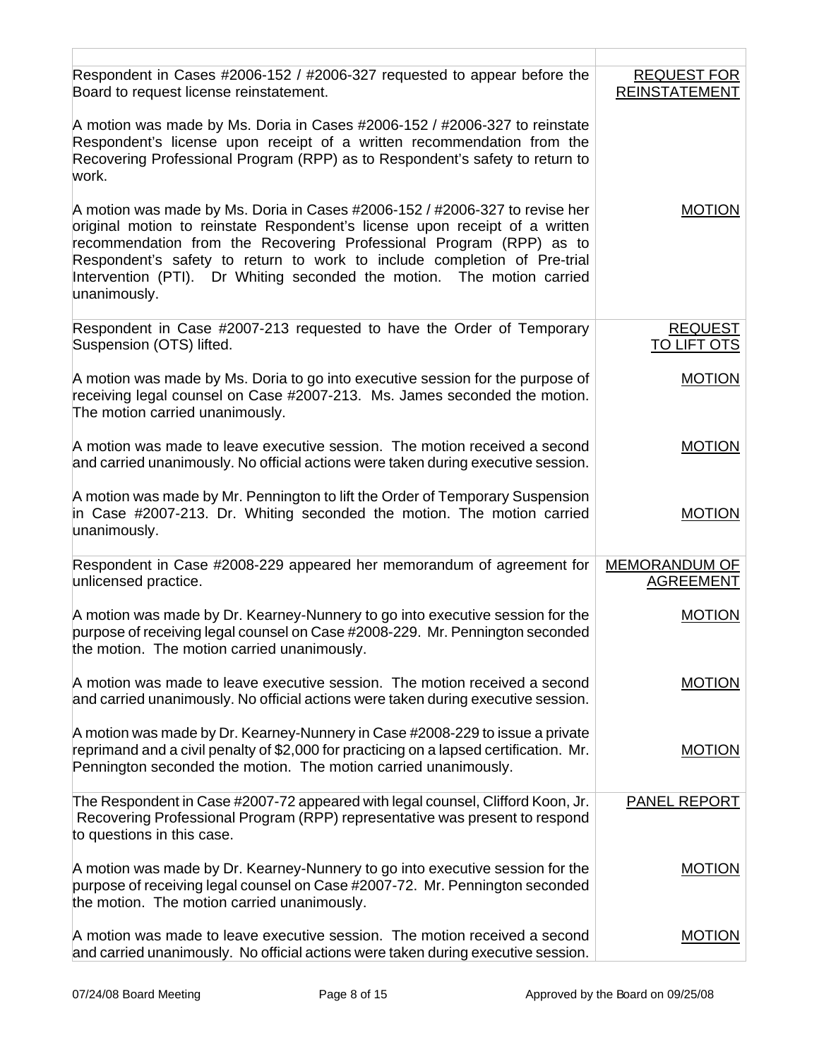| | |
|---|---|
| Respondent in Cases #2006-152 / #2006-327 requested to appear before the Board to request license reinstatement.<br><br>A motion was made by Ms. Doria in Cases #2006-152 / #2006-327 to reinstate Respondent's license upon receipt of a written recommendation from the Recovering Professional Program (RPP) as to Respondent's safety to return to work.<br><br>A motion was made by Ms. Doria in Cases #2006-152 / #2006-327 to revise her original motion to reinstate Respondent's license upon receipt of a written recommendation from the Recovering Professional Program (RPP) as to Respondent's safety to return to work to include completion of Pre-trial Intervention (PTI). Dr Whiting seconded the motion. The motion carried unanimously. | REQUEST FOR REINSTATEMENT<br><br><br><br><br><br>MOTION |
| Respondent in Case #2007-213 requested to have the Order of Temporary Suspension (OTS) lifted.<br><br>A motion was made by Ms. Doria to go into executive session for the purpose of receiving legal counsel on Case #2007-213. Ms. James seconded the motion. The motion carried unanimously.<br><br>A motion was made to leave executive session. The motion received a second and carried unanimously. No official actions were taken during executive session.<br><br>A motion was made by Mr. Pennington to lift the Order of Temporary Suspension in Case #2007-213. Dr. Whiting seconded the motion. The motion carried unanimously. | REQUEST TO LIFT OTS<br><br>MOTION<br><br>MOTION<br><br>MOTION |
| Respondent in Case #2008-229 appeared her memorandum of agreement for unlicensed practice.<br><br>A motion was made by Dr. Kearney-Nunnery to go into executive session for the purpose of receiving legal counsel on Case #2008-229. Mr. Pennington seconded the motion. The motion carried unanimously.<br><br>A motion was made to leave executive session. The motion received a second and carried unanimously. No official actions were taken during executive session.<br><br>A motion was made by Dr. Kearney-Nunnery in Case #2008-229 to issue a private reprimand and a civil penalty of $2,000 for practicing on a lapsed certification. Mr. Pennington seconded the motion. The motion carried unanimously. | MEMORANDUM OF AGREEMENT<br><br>MOTION<br><br>MOTION<br><br>MOTION |
| The Respondent in Case #2007-72 appeared with legal counsel, Clifford Koon, Jr. Recovering Professional Program (RPP) representative was present to respond to questions in this case.<br><br>A motion was made by Dr. Kearney-Nunnery to go into executive session for the purpose of receiving legal counsel on Case #2007-72. Mr. Pennington seconded the motion. The motion carried unanimously.<br><br>A motion was made to leave executive session. The motion received a second and carried unanimously. No official actions were taken during executive session. | PANEL REPORT<br><br>MOTION<br><br>MOTION |

07/24/08 Board Meeting    Approved by the Board on 09/25/08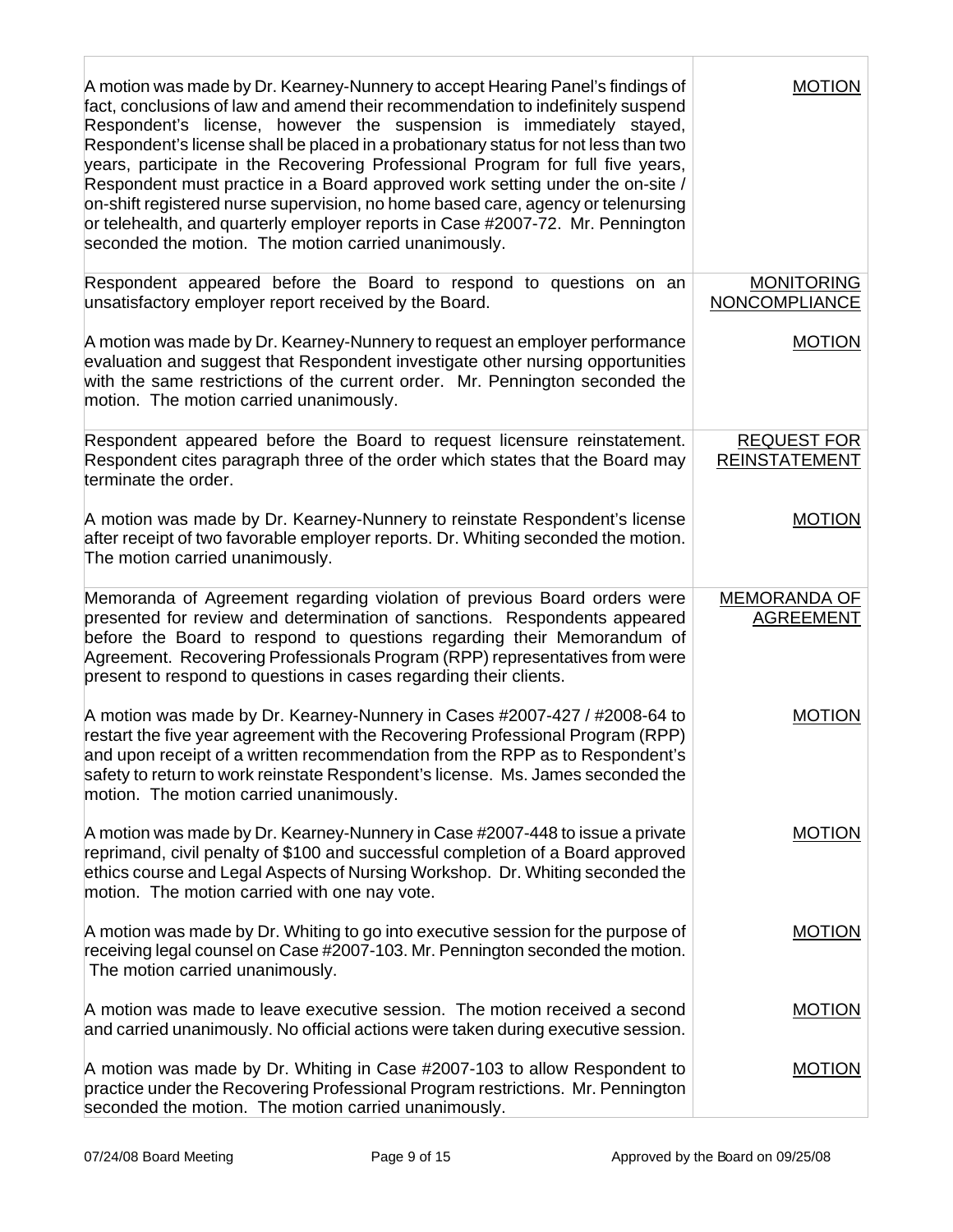| | |
|---|---|
| A motion was made by Dr. Kearney-Nunnery to accept Hearing Panel's findings of fact, conclusions of law and amend their recommendation to indefinitely suspend Respondent's license, however the suspension is immediately stayed, Respondent's license shall be placed in a probationary status for not less than two years, participate in the Recovering Professional Program for full five years, Respondent must practice in a Board approved work setting under the on-site / on-shift registered nurse supervision, no home based care, agency or telenursing or telehealth, and quarterly employer reports in Case #2007-72. Mr. Pennington seconded the motion. The motion carried unanimously. | MOTION |
| Respondent appeared before the Board to respond to questions on an unsatisfactory employer report received by the Board. | MONITORING NONCOMPLIANCE |
| A motion was made by Dr. Kearney-Nunnery to request an employer performance evaluation and suggest that Respondent investigate other nursing opportunities with the same restrictions of the current order. Mr. Pennington seconded the motion. The motion carried unanimously. | MOTION |
| Respondent appeared before the Board to request licensure reinstatement. Respondent cites paragraph three of the order which states that the Board may terminate the order. | REQUEST FOR REINSTATEMENT |
| A motion was made by Dr. Kearney-Nunnery to reinstate Respondent's license after receipt of two favorable employer reports. Dr. Whiting seconded the motion. The motion carried unanimously. | MOTION |
| Memoranda of Agreement regarding violation of previous Board orders were presented for review and determination of sanctions. Respondents appeared before the Board to respond to questions regarding their Memorandum of Agreement. Recovering Professionals Program (RPP) representatives from were present to respond to questions in cases regarding their clients. | MEMORANDA OF AGREEMENT |
| A motion was made by Dr. Kearney-Nunnery in Cases #2007-427 / #2008-64 to restart the five year agreement with the Recovering Professional Program (RPP) and upon receipt of a written recommendation from the RPP as to Respondent's safety to return to work reinstate Respondent's license. Ms. James seconded the motion. The motion carried unanimously. | MOTION |
| A motion was made by Dr. Kearney-Nunnery in Case #2007-448 to issue a private reprimand, civil penalty of $100 and successful completion of a Board approved ethics course and Legal Aspects of Nursing Workshop. Dr. Whiting seconded the motion. The motion carried with one nay vote. | MOTION |
| A motion was made by Dr. Whiting to go into executive session for the purpose of receiving legal counsel on Case #2007-103. Mr. Pennington seconded the motion. The motion carried unanimously. | MOTION |
| A motion was made to leave executive session. The motion received a second and carried unanimously. No official actions were taken during executive session. | MOTION |
| A motion was made by Dr. Whiting in Case #2007-103 to allow Respondent to practice under the Recovering Professional Program restrictions. Mr. Pennington seconded the motion. The motion carried unanimously. | MOTION |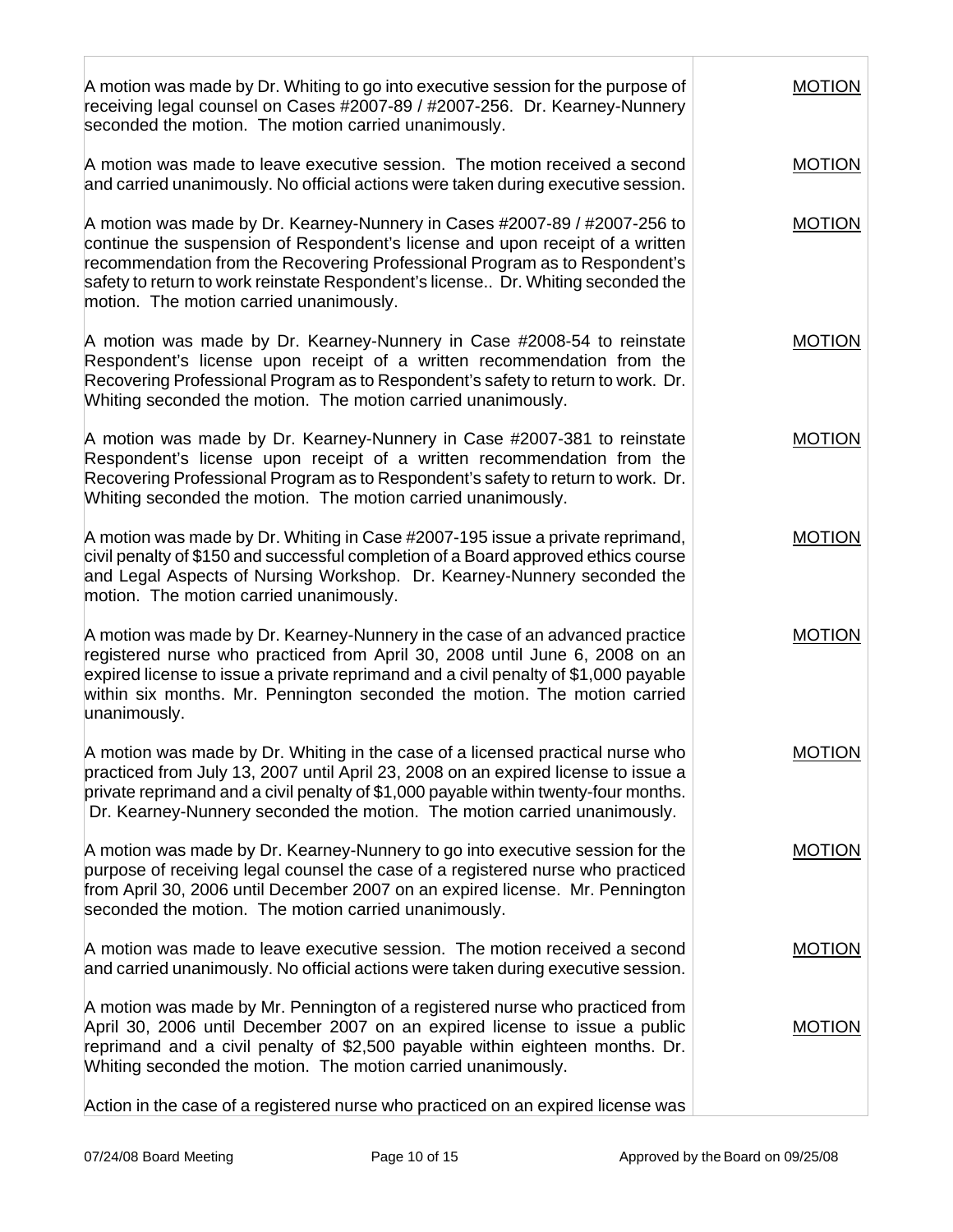| | |
|---|---|
| A motion was made by Dr. Whiting to go into executive session for the purpose of receiving legal counsel on Cases #2007-89 / #2007-256. Dr. Kearney-Nunnery seconded the motion. The motion carried unanimously. | MOTION |
| A motion was made to leave executive session. The motion received a second and carried unanimously. No official actions were taken during executive session. | MOTION |
| A motion was made by Dr. Kearney-Nunnery in Cases #2007-89 / #2007-256 to continue the suspension of Respondent's license and upon receipt of a written recommendation from the Recovering Professional Program as to Respondent's safety to return to work reinstate Respondent's license.. Dr. Whiting seconded the motion. The motion carried unanimously. | MOTION |
| A motion was made by Dr. Kearney-Nunnery in Case #2008-54 to reinstate Respondent's license upon receipt of a written recommendation from the Recovering Professional Program as to Respondent's safety to return to work. Dr. Whiting seconded the motion. The motion carried unanimously. | MOTION |
| A motion was made by Dr. Kearney-Nunnery in Case #2007-381 to reinstate Respondent's license upon receipt of a written recommendation from the Recovering Professional Program as to Respondent's safety to return to work. Dr. Whiting seconded the motion. The motion carried unanimously. | MOTION |
| A motion was made by Dr. Whiting in Case #2007-195 issue a private reprimand, civil penalty of $150 and successful completion of a Board approved ethics course and Legal Aspects of Nursing Workshop. Dr. Kearney-Nunnery seconded the motion. The motion carried unanimously. | MOTION |
| A motion was made by Dr. Kearney-Nunnery in the case of an advanced practice registered nurse who practiced from April 30, 2008 until June 6, 2008 on an expired license to issue a private reprimand and a civil penalty of $1,000 payable within six months. Mr. Pennington seconded the motion. The motion carried unanimously. | MOTION |
| A motion was made by Dr. Whiting in the case of a licensed practical nurse who practiced from July 13, 2007 until April 23, 2008 on an expired license to issue a private reprimand and a civil penalty of $1,000 payable within twenty-four months. Dr. Kearney-Nunnery seconded the motion. The motion carried unanimously. | MOTION |
| A motion was made by Dr. Kearney-Nunnery to go into executive session for the purpose of receiving legal counsel the case of a registered nurse who practiced from April 30, 2006 until December 2007 on an expired license. Mr. Pennington seconded the motion. The motion carried unanimously. | MOTION |
| A motion was made to leave executive session. The motion received a second and carried unanimously. No official actions were taken during executive session. | MOTION |
| A motion was made by Mr. Pennington of a registered nurse who practiced from April 30, 2006 until December 2007 on an expired license to issue a public reprimand and a civil penalty of $2,500 payable within eighteen months. Dr. Whiting seconded the motion. The motion carried unanimously. | MOTION |
| Action in the case of a registered nurse who practiced on an expired license was | |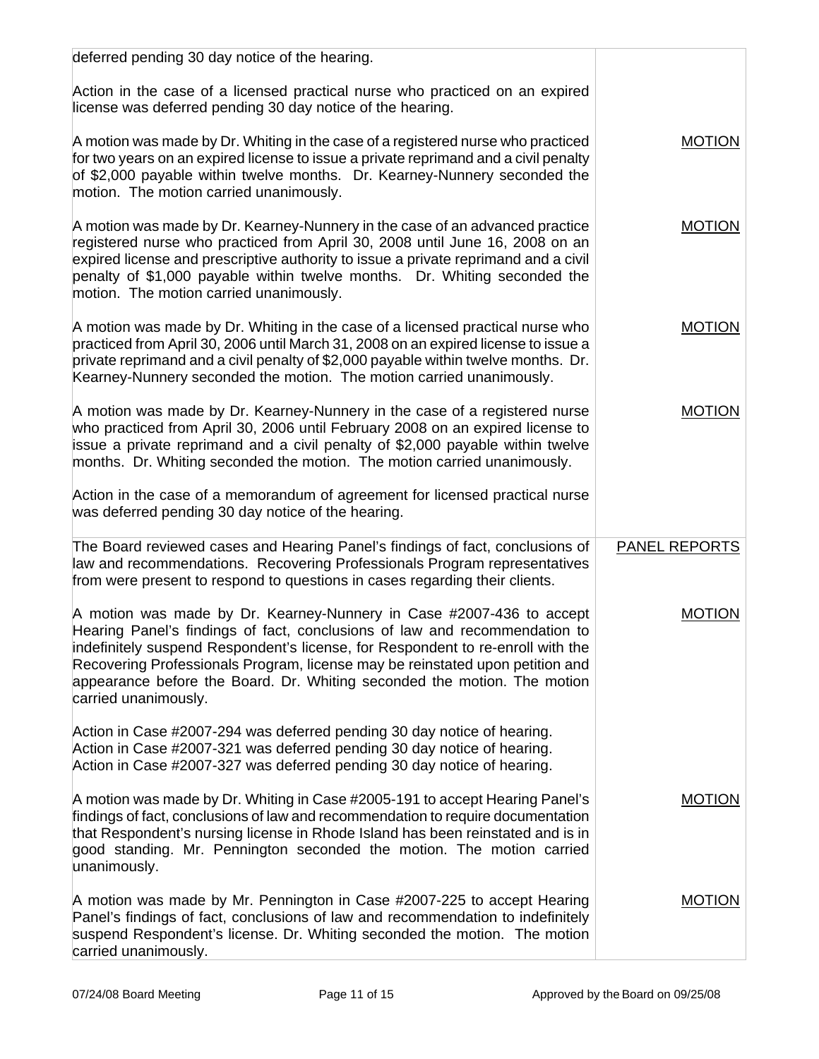| | |
|---|---|
| deferred pending 30 day notice of the hearing.<br><br>Action in the case of a licensed practical nurse who practiced on an expired license was deferred pending 30 day notice of the hearing. | |
| A motion was made by Dr. Whiting in the case of a registered nurse who practiced for two years on an expired license to issue a private reprimand and a civil penalty of $2,000 payable within twelve months. Dr. Kearney-Nunnery seconded the motion. The motion carried unanimously. | MOTION |
| A motion was made by Dr. Kearney-Nunnery in the case of an advanced practice registered nurse who practiced from April 30, 2008 until June 16, 2008 on an expired license and prescriptive authority to issue a private reprimand and a civil penalty of $1,000 payable within twelve months. Dr. Whiting seconded the motion. The motion carried unanimously. | MOTION |
| A motion was made by Dr. Whiting in the case of a licensed practical nurse who practiced from April 30, 2006 until March 31, 2008 on an expired license to issue a private reprimand and a civil penalty of $2,000 payable within twelve months. Dr. Kearney-Nunnery seconded the motion. The motion carried unanimously. | MOTION |
| A motion was made by Dr. Kearney-Nunnery in the case of a registered nurse who practiced from April 30, 2006 until February 2008 on an expired license to issue a private reprimand and a civil penalty of $2,000 payable within twelve months. Dr. Whiting seconded the motion. The motion carried unanimously.<br><br>Action in the case of a memorandum of agreement for licensed practical nurse was deferred pending 30 day notice of the hearing. | MOTION |
| The Board reviewed cases and Hearing Panel's findings of fact, conclusions of law and recommendations. Recovering Professionals Program representatives from were present to respond to questions in cases regarding their clients. | PANEL REPORTS |
| A motion was made by Dr. Kearney-Nunnery in Case #2007-436 to accept Hearing Panel's findings of fact, conclusions of law and recommendation to indefinitely suspend Respondent's license, for Respondent to re-enroll with the Recovering Professionals Program, license may be reinstated upon petition and appearance before the Board. Dr. Whiting seconded the motion. The motion carried unanimously.<br><br>Action in Case #2007-294 was deferred pending 30 day notice of hearing.<br>Action in Case #2007-321 was deferred pending 30 day notice of hearing.<br>Action in Case #2007-327 was deferred pending 30 day notice of hearing. | MOTION |
| A motion was made by Dr. Whiting in Case #2005-191 to accept Hearing Panel's findings of fact, conclusions of law and recommendation to require documentation that Respondent's nursing license in Rhode Island has been reinstated and is in good standing. Mr. Pennington seconded the motion. The motion carried unanimously. | MOTION |
| A motion was made by Mr. Pennington in Case #2007-225 to accept Hearing Panel's findings of fact, conclusions of law and recommendation to indefinitely suspend Respondent's license. Dr. Whiting seconded the motion. The motion carried unanimously. | MOTION |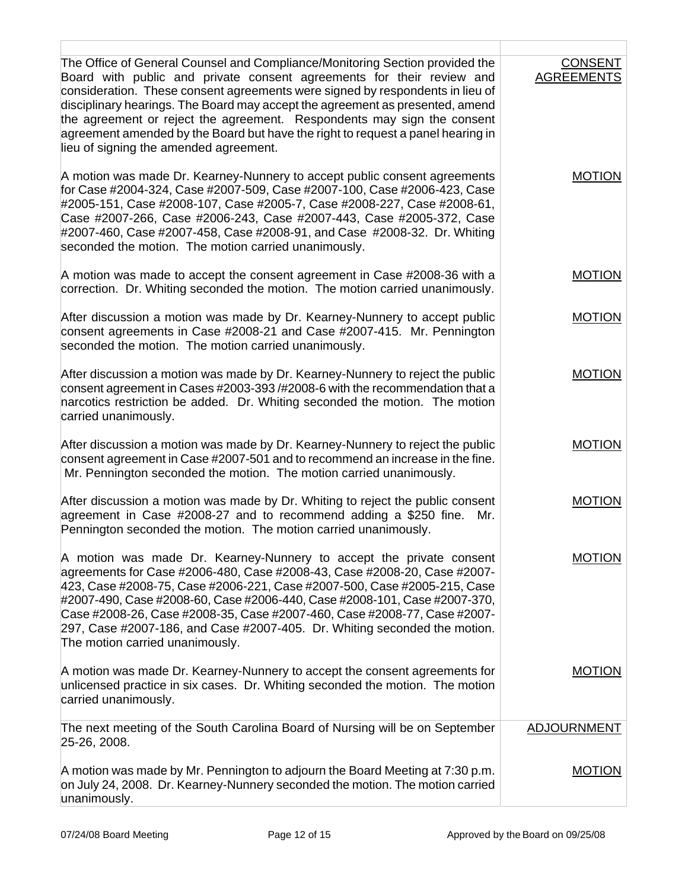| | |
|---|---|
| The Office of General Counsel and Compliance/Monitoring Section provided the Board with public and private consent agreements for their review and consideration. These consent agreements were signed by respondents in lieu of disciplinary hearings. The Board may accept the agreement as presented, amend the agreement or reject the agreement. Respondents may sign the consent agreement amended by the Board but have the right to request a panel hearing in lieu of signing the amended agreement. | CONSENT AGREEMENTS |
| A motion was made Dr. Kearney-Nunnery to accept public consent agreements for Case #2004-324, Case #2007-509, Case #2007-100, Case #2006-423, Case #2005-151, Case #2008-107, Case #2005-7, Case #2008-227, Case #2008-61, Case #2007-266, Case #2006-243, Case #2007-443, Case #2005-372, Case #2007-460, Case #2007-458, Case #2008-91, and Case #2008-32. Dr. Whiting seconded the motion. The motion carried unanimously. | MOTION |
| A motion was made to accept the consent agreement in Case #2008-36 with a correction. Dr. Whiting seconded the motion. The motion carried unanimously. | MOTION |
| After discussion a motion was made by Dr. Kearney-Nunnery to accept public consent agreements in Case #2008-21 and Case #2007-415. Mr. Pennington seconded the motion. The motion carried unanimously. | MOTION |
| After discussion a motion was made by Dr. Kearney-Nunnery to reject the public consent agreement in Cases #2003-393 /#2008-6 with the recommendation that a narcotics restriction be added. Dr. Whiting seconded the motion. The motion carried unanimously. | MOTION |
| After discussion a motion was made by Dr. Kearney-Nunnery to reject the public consent agreement in Case #2007-501 and to recommend an increase in the fine. Mr. Pennington seconded the motion. The motion carried unanimously. | MOTION |
| After discussion a motion was made by Dr. Whiting to reject the public consent agreement in Case #2008-27 and to recommend adding a $250 fine. Mr. Pennington seconded the motion. The motion carried unanimously. | MOTION |
| A motion was made Dr. Kearney-Nunnery to accept the private consent agreements for Case #2006-480, Case #2008-43, Case #2008-20, Case #2007-423, Case #2008-75, Case #2006-221, Case #2007-500, Case #2005-215, Case #2007-490, Case #2008-60, Case #2006-440, Case #2008-101, Case #2007-370, Case #2008-26, Case #2008-35, Case #2007-460, Case #2008-77, Case #2007-297, Case #2007-186, and Case #2007-405. Dr. Whiting seconded the motion. The motion carried unanimously. | MOTION |
| A motion was made Dr. Kearney-Nunnery to accept the consent agreements for unlicensed practice in six cases. Dr. Whiting seconded the motion. The motion carried unanimously. | MOTION |
| The next meeting of the South Carolina Board of Nursing will be on September 25-26, 2008. | ADJOURNMENT |
| A motion was made by Mr. Pennington to adjourn the Board Meeting at 7:30 p.m. on July 24, 2008. Dr. Kearney-Nunnery seconded the motion. The motion carried unanimously. | MOTION |

07/24/08 Board Meeting | Approved by the Board on 09/25/08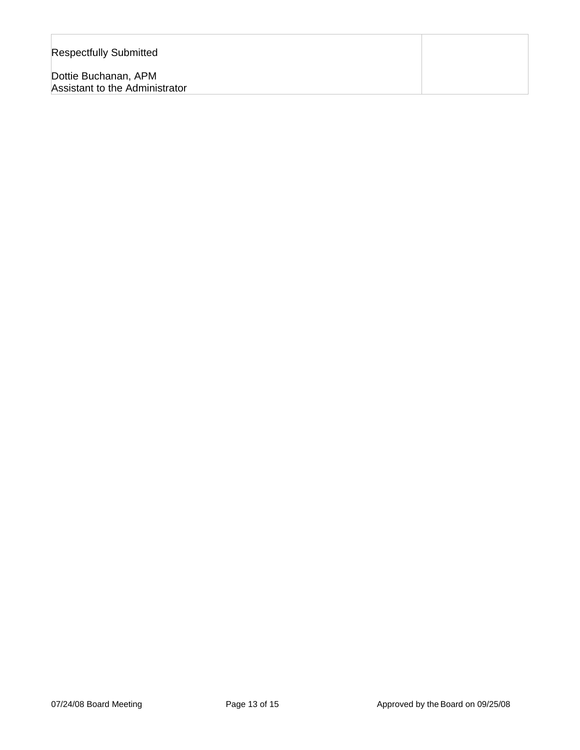| Respectfully Submitted<br><br>Dottie Buchanan, APM<br>Assistant to the Administrator | |
|---|---|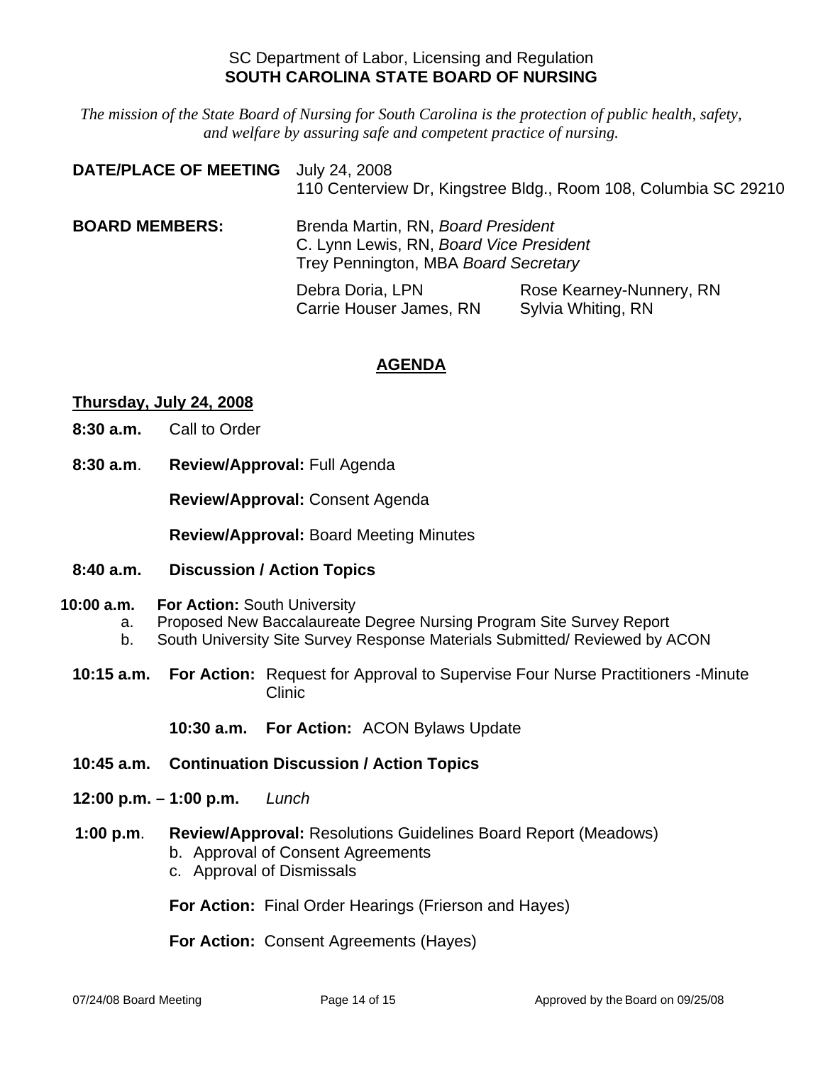SC Department of Labor, Licensing and Regulation
**SOUTH CAROLINA STATE BOARD OF NURSING**

*The mission of the State Board of Nursing for South Carolina is the protection of public health, safety, and welfare by assuring safe and competent practice of nursing.*

**DATE/PLACE OF MEETING** July 24, 2008
110 Centerview Dr, Kingstree Bldg., Room 108, Columbia SC 29210

**BOARD MEMBERS:**
Brenda Martin, RN, *Board President*
C. Lynn Lewis, RN, *Board Vice President*
Trey Pennington, MBA *Board Secretary*

Debra Doria, LPN
Carrie Houser James, RN
Rose Kearney-Nunnery, RN
Sylvia Whiting, RN

## AGENDA

**Thursday, July 24, 2008**

**8:30 a.m.** Call to Order

**8:30 a.m**. **Review/Approval:** Full Agenda

**Review/Approval:** Consent Agenda

**Review/Approval:** Board Meeting Minutes

**8:40 a.m.** **Discussion / Action Topics**

**10:00 a.m.** **For Action:** South University
a. Proposed New Baccalaureate Degree Nursing Program Site Survey Report
b. South University Site Survey Response Materials Submitted/ Reviewed by ACON

**10:15 a.m.** **For Action:** Request for Approval to Supervise Four Nurse Practitioners -Minute Clinic

**10:30 a.m.** **For Action:** ACON Bylaws Update

**10:45 a.m.** **Continuation Discussion / Action Topics**

**12:00 p.m. – 1:00 p.m.** *Lunch*

**1:00 p.m**. **Review/Approval:** Resolutions Guidelines Board Report (Meadows)
b. Approval of Consent Agreements
c. Approval of Dismissals

**For Action:** Final Order Hearings (Frierson and Hayes)

**For Action:** Consent Agreements (Hayes)

07/24/08 Board Meeting Approved by the Board on 09/25/08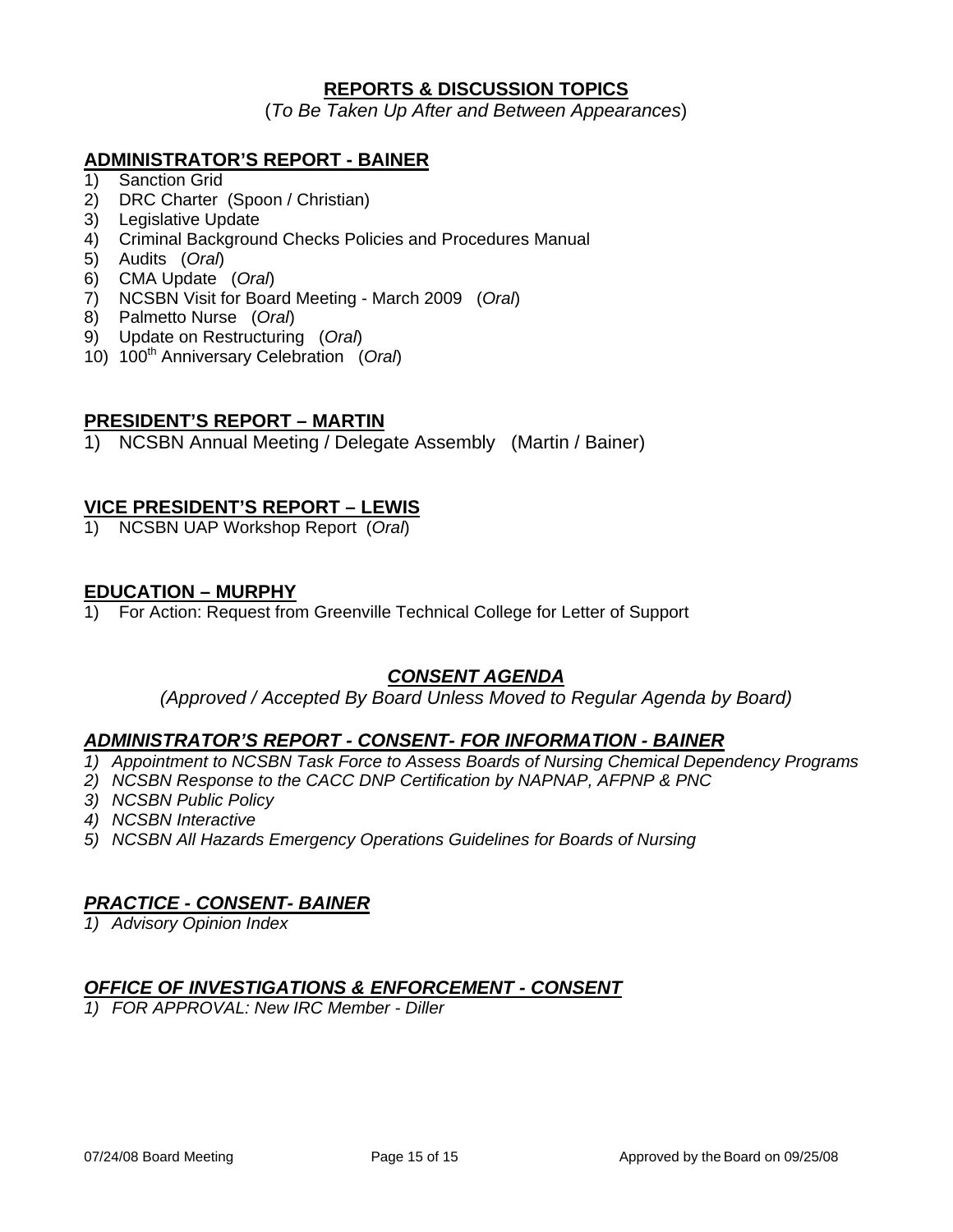## REPORTS & DISCUSSION TOPICS

(*To Be Taken Up After and Between Appearances*)

### ADMINISTRATOR'S REPORT - BAINER

1) Sanction Grid
2) DRC Charter (Spoon / Christian)
3) Legislative Update
4) Criminal Background Checks Policies and Procedures Manual
5) Audits (*Oral*)
6) CMA Update (*Oral*)
7) NCSBN Visit for Board Meeting - March 2009 (*Oral*)
8) Palmetto Nurse (*Oral*)
9) Update on Restructuring (*Oral*)
10) 100th Anniversary Celebration (*Oral*)

### PRESIDENT'S REPORT – MARTIN

1) NCSBN Annual Meeting / Delegate Assembly (Martin / Bainer)

### VICE PRESIDENT'S REPORT – LEWIS

1) NCSBN UAP Workshop Report (*Oral*)

### EDUCATION – MURPHY

1) For Action: Request from Greenville Technical College for Letter of Support

## *CONSENT AGENDA*

*(Approved / Accepted By Board Unless Moved to Regular Agenda by Board)*

### *ADMINISTRATOR'S REPORT - CONSENT- FOR INFORMATION - BAINER*

*1) Appointment to NCSBN Task Force to Assess Boards of Nursing Chemical Dependency Programs*
*2) NCSBN Response to the CACC DNP Certification by NAPNAP, AFPNP & PNC*
*3) NCSBN Public Policy*
*4) NCSBN Interactive*
*5) NCSBN All Hazards Emergency Operations Guidelines for Boards of Nursing*

### *PRACTICE - CONSENT- BAINER*

*1) Advisory Opinion Index*

### *OFFICE OF INVESTIGATIONS & ENFORCEMENT - CONSENT*

*1) FOR APPROVAL: New IRC Member - Diller*